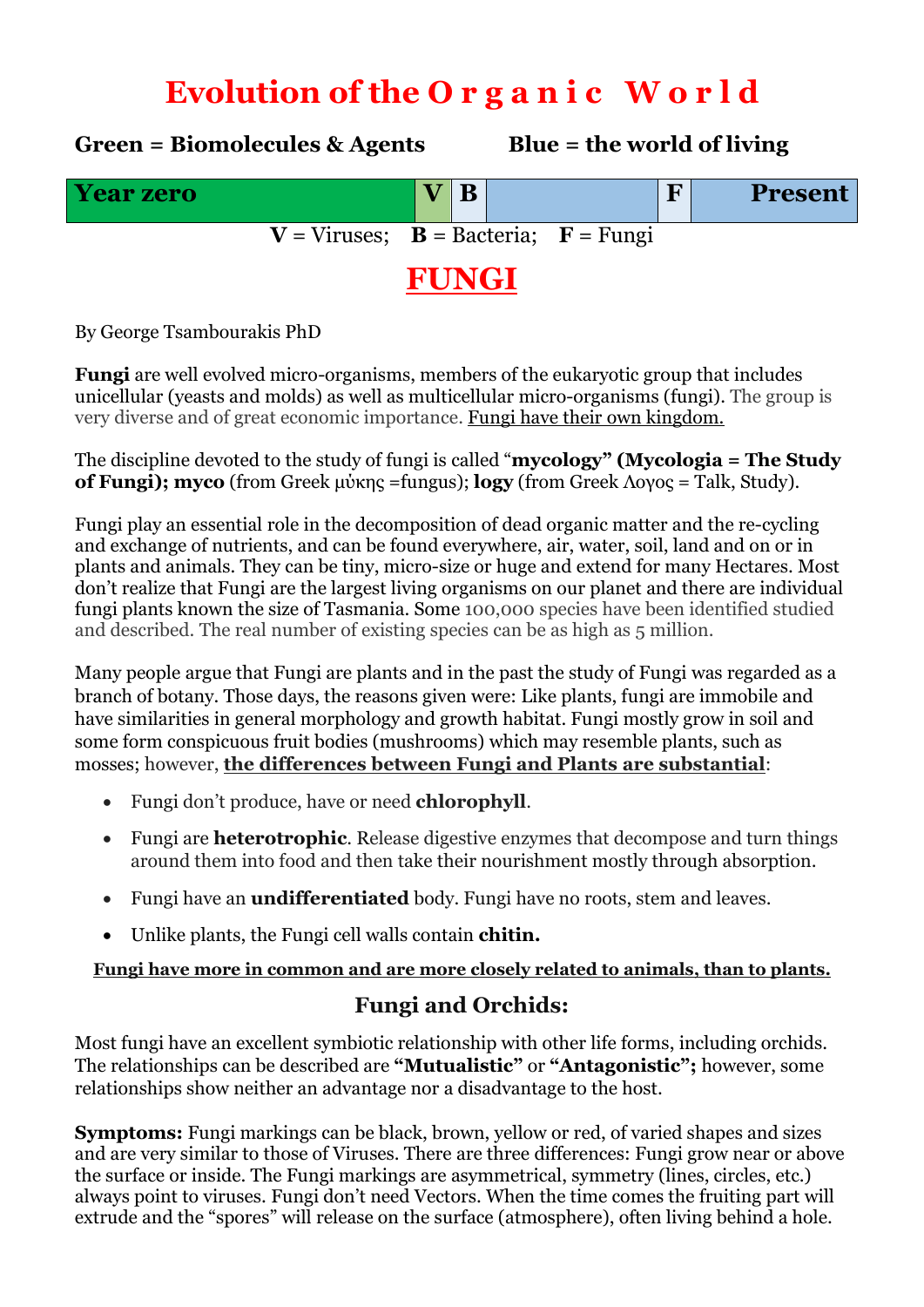# Evolution of the O r g a n i c   W o r l d

**Green = Biomolecules & Agents** **Blue = the world of living**

| Year zero | V | B | | F | Present |
|---|---|---|---|---|---|

**V** = Viruses; **B** = Bacteria; **F** = Fungi

# FUNGI

By George Tsambourakis PhD

**Fungi** are well evolved micro-organisms, members of the eukaryotic group that includes unicellular (yeasts and molds) as well as multicellular micro-organisms (fungi). The group is very diverse and of great economic importance. Fungi have their own kingdom.

The discipline devoted to the study of fungi is called "**mycology" (Mycologia = The Study of Fungi); myco** (from Greek μύκης =fungus); **logy** (from Greek Λογος = Talk, Study).

Fungi play an essential role in the decomposition of dead organic matter and the re-cycling and exchange of nutrients, and can be found everywhere, air, water, soil, land and on or in plants and animals. They can be tiny, micro-size or huge and extend for many Hectares. Most don't realize that Fungi are the largest living organisms on our planet and there are individual fungi plants known the size of Tasmania. Some 100,000 species have been identified studied and described. The real number of existing species can be as high as 5 million.

Many people argue that Fungi are plants and in the past the study of Fungi was regarded as a branch of botany. Those days, the reasons given were: Like plants, fungi are immobile and have similarities in general morphology and growth habitat. Fungi mostly grow in soil and some form conspicuous fruit bodies (mushrooms) which may resemble plants, such as mosses; however, **the differences between Fungi and Plants are substantial**:

- Fungi don't produce, have or need **chlorophyll**.
- Fungi are **heterotrophic**. Release digestive enzymes that decompose and turn things around them into food and then take their nourishment mostly through absorption.
- Fungi have an **undifferentiated** body. Fungi have no roots, stem and leaves.
- Unlike plants, the Fungi cell walls contain **chitin.**

**Fungi have more in common and are more closely related to animals, than to plants.**

## Fungi and Orchids:

Most fungi have an excellent symbiotic relationship with other life forms, including orchids. The relationships can be described are **"Mutualistic"** or **"Antagonistic";** however, some relationships show neither an advantage nor a disadvantage to the host.

**Symptoms:** Fungi markings can be black, brown, yellow or red, of varied shapes and sizes and are very similar to those of Viruses. There are three differences: Fungi grow near or above the surface or inside. The Fungi markings are asymmetrical, symmetry (lines, circles, etc.) always point to viruses. Fungi don't need Vectors. When the time comes the fruiting part will extrude and the "spores" will release on the surface (atmosphere), often living behind a hole.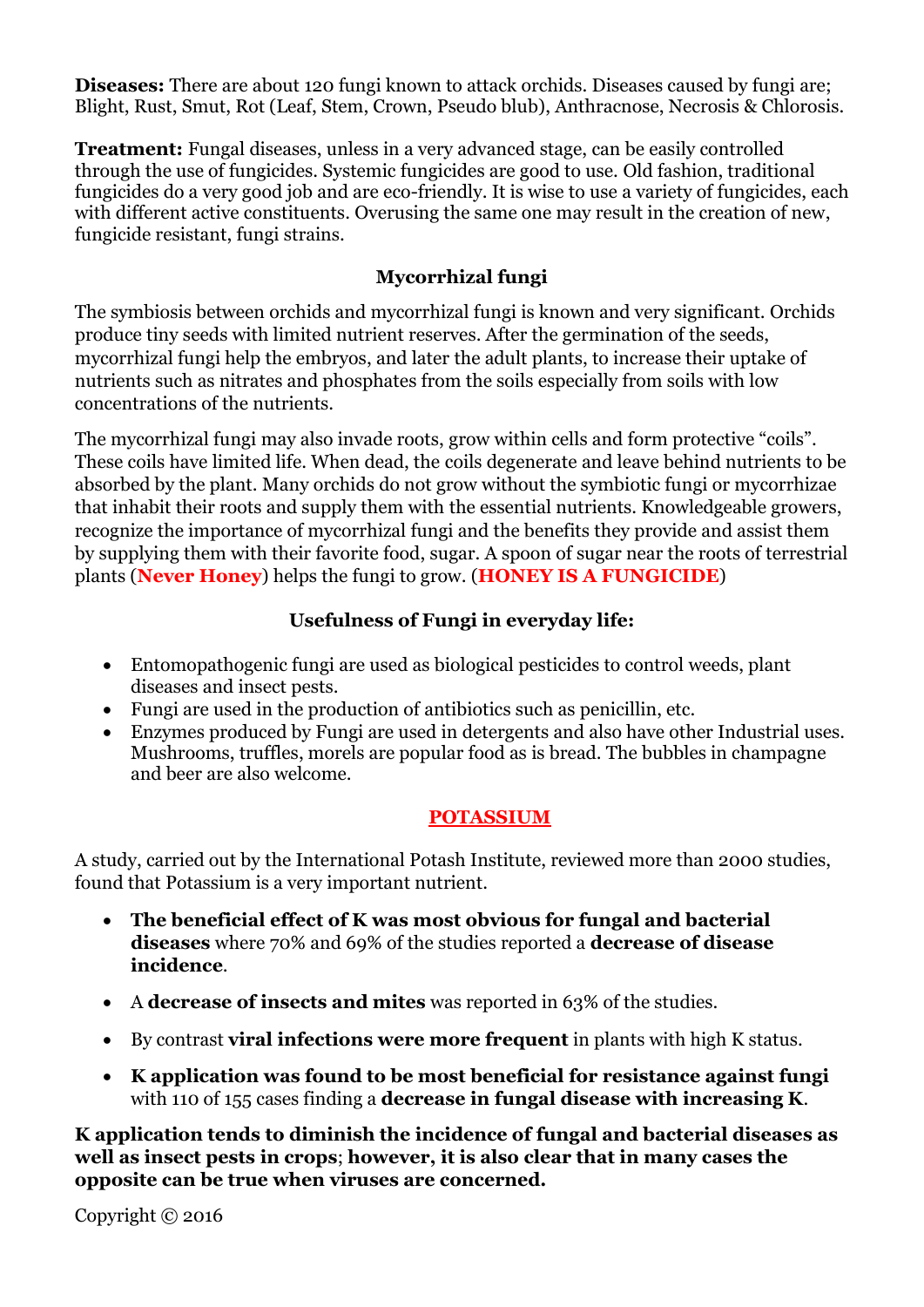**Diseases:** There are about 120 fungi known to attack orchids. Diseases caused by fungi are; Blight, Rust, Smut, Rot (Leaf, Stem, Crown, Pseudo blub), Anthracnose, Necrosis & Chlorosis.

**Treatment:** Fungal diseases, unless in a very advanced stage, can be easily controlled through the use of fungicides. Systemic fungicides are good to use. Old fashion, traditional fungicides do a very good job and are eco-friendly. It is wise to use a variety of fungicides, each with different active constituents. Overusing the same one may result in the creation of new, fungicide resistant, fungi strains.

## Mycorrhizal fungi

The symbiosis between orchids and mycorrhizal fungi is known and very significant. Orchids produce tiny seeds with limited nutrient reserves. After the germination of the seeds, mycorrhizal fungi help the embryos, and later the adult plants, to increase their uptake of nutrients such as nitrates and phosphates from the soils especially from soils with low concentrations of the nutrients.

The mycorrhizal fungi may also invade roots, grow within cells and form protective "coils". These coils have limited life. When dead, the coils degenerate and leave behind nutrients to be absorbed by the plant. Many orchids do not grow without the symbiotic fungi or mycorrhizae that inhabit their roots and supply them with the essential nutrients. Knowledgeable growers, recognize the importance of mycorrhizal fungi and the benefits they provide and assist them by supplying them with their favorite food, sugar. A spoon of sugar near the roots of terrestrial plants (**Never Honey**) helps the fungi to grow. (**HONEY IS A FUNGICIDE**)

## Usefulness of Fungi in everyday life:

- Entomopathogenic fungi are used as biological pesticides to control weeds, plant diseases and insect pests.
- Fungi are used in the production of antibiotics such as penicillin, etc.
- Enzymes produced by Fungi are used in detergents and also have other Industrial uses. Mushrooms, truffles, morels are popular food as is bread. The bubbles in champagne and beer are also welcome.

## POTASSIUM

A study, carried out by the International Potash Institute, reviewed more than 2000 studies, found that Potassium is a very important nutrient.

- **The beneficial effect of K was most obvious for fungal and bacterial diseases** where 70% and 69% of the studies reported a **decrease of disease incidence**.
- A **decrease of insects and mites** was reported in 63% of the studies.
- By contrast **viral infections were more frequent** in plants with high K status.
- **K application was found to be most beneficial for resistance against fungi** with 110 of 155 cases finding a **decrease in fungal disease with increasing K**.

**K application tends to diminish the incidence of fungal and bacterial diseases as well as insect pests in crops; however, it is also clear that in many cases the opposite can be true when viruses are concerned.**

Copyright © 2016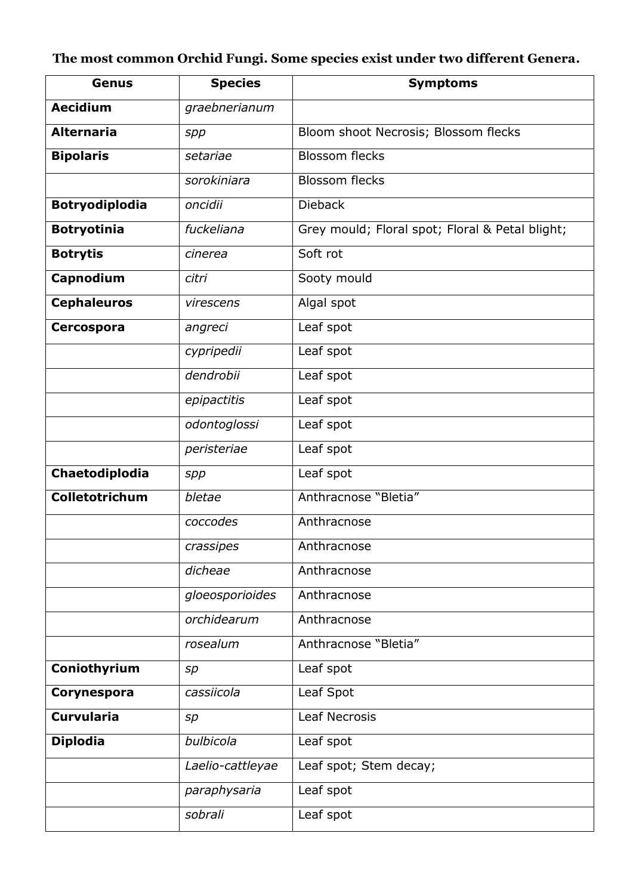**The most common Orchid Fungi. Some species exist under two different Genera.**

| Genus | Species | Symptoms |
|---|---|---|
| **Aecidium** | *graebnerianum* | |
| **Alternaria** | *spp* | Bloom shoot Necrosis; Blossom flecks |
| **Bipolaris** | *setariae* | Blossom flecks |
| | *sorokiniara* | Blossom flecks |
| **Botryodiplodia** | *oncidii* | Dieback |
| **Botryotinia** | *fuckeliana* | Grey mould; Floral spot; Floral & Petal blight; |
| **Botrytis** | *cinerea* | Soft rot |
| **Capnodium** | *citri* | Sooty mould |
| **Cephaleuros** | *virescens* | Algal spot |
| **Cercospora** | *angreci* | Leaf spot |
| | *cypripedii* | Leaf spot |
| | *dendrobii* | Leaf spot |
| | *epipactitis* | Leaf spot |
| | *odontoglossi* | Leaf spot |
| | *peristeriae* | Leaf spot |
| **Chaetodiplodia** | *spp* | Leaf spot |
| **Colletotrichum** | *bletae* | Anthracnose "Bletia" |
| | *coccodes* | Anthracnose |
| | *crassipes* | Anthracnose |
| | *dicheae* | Anthracnose |
| | *gloeosporioides* | Anthracnose |
| | *orchidearum* | Anthracnose |
| | *rosealum* | Anthracnose "Bletia" |
| **Coniothyrium** | *sp* | Leaf spot |
| **Corynespora** | *cassiicola* | Leaf Spot |
| **Curvularia** | *sp* | Leaf Necrosis |
| **Diplodia** | *bulbicola* | Leaf spot |
| | *Laelio-cattleyae* | Leaf spot; Stem decay; |
| | *paraphysaria* | Leaf spot |
| | *sobrali* | Leaf spot |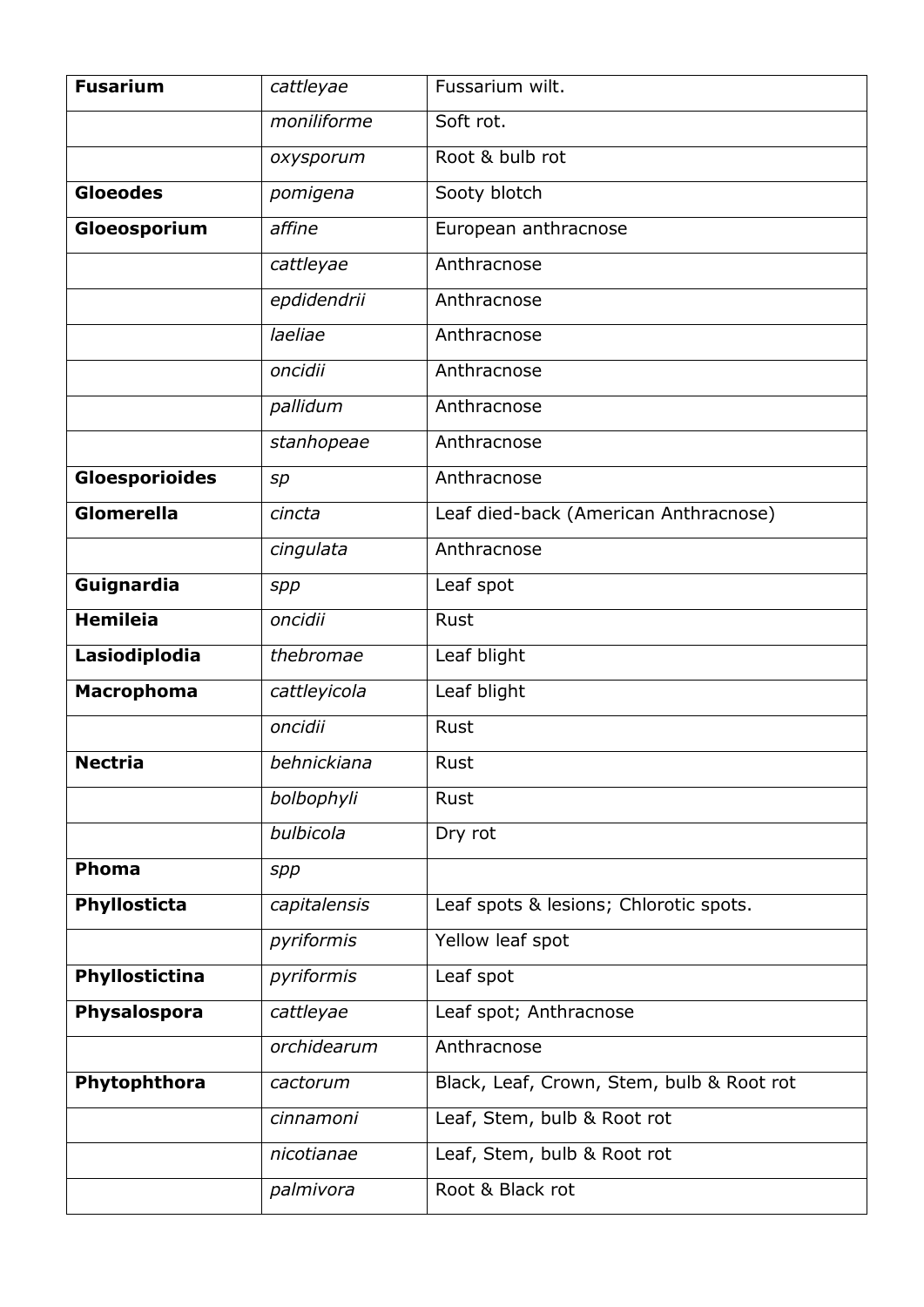| **Fusarium** | *cattleyae* | Fussarium wilt. |
|---|---|---|
| | *moniliforme* | Soft rot. |
| | *oxysporum* | Root & bulb rot |
| **Gloeodes** | *pomigena* | Sooty blotch |
| **Gloeosporium** | *affine* | European anthracnose |
| | *cattleyae* | Anthracnose |
| | *epdidendrii* | Anthracnose |
| | *laeliae* | Anthracnose |
| | *oncidii* | Anthracnose |
| | *pallidum* | Anthracnose |
| | *stanhopeae* | Anthracnose |
| **Gloesporioides** | *sp* | Anthracnose |
| **Glomerella** | *cincta* | Leaf died-back (American Anthracnose) |
| | *cingulata* | Anthracnose |
| **Guignardia** | *spp* | Leaf spot |
| **Hemileia** | *oncidii* | Rust |
| **Lasiodiplodia** | *thebromae* | Leaf blight |
| **Macrophoma** | *cattleyicola* | Leaf blight |
| | *oncidii* | Rust |
| **Nectria** | *behnickiana* | Rust |
| | *bolbophyli* | Rust |
| | *bulbicola* | Dry rot |
| **Phoma** | *spp* | |
| **Phyllosticta** | *capitalensis* | Leaf spots & lesions; Chlorotic spots. |
| | *pyriformis* | Yellow leaf spot |
| **Phyllostictina** | *pyriformis* | Leaf spot |
| **Physalospora** | *cattleyae* | Leaf spot; Anthracnose |
| | *orchidearum* | Anthracnose |
| **Phytophthora** | *cactorum* | Black, Leaf, Crown, Stem, bulb & Root rot |
| | *cinnamoni* | Leaf, Stem, bulb & Root rot |
| | *nicotianae* | Leaf, Stem, bulb & Root rot |
| | *palmivora* | Root & Black rot |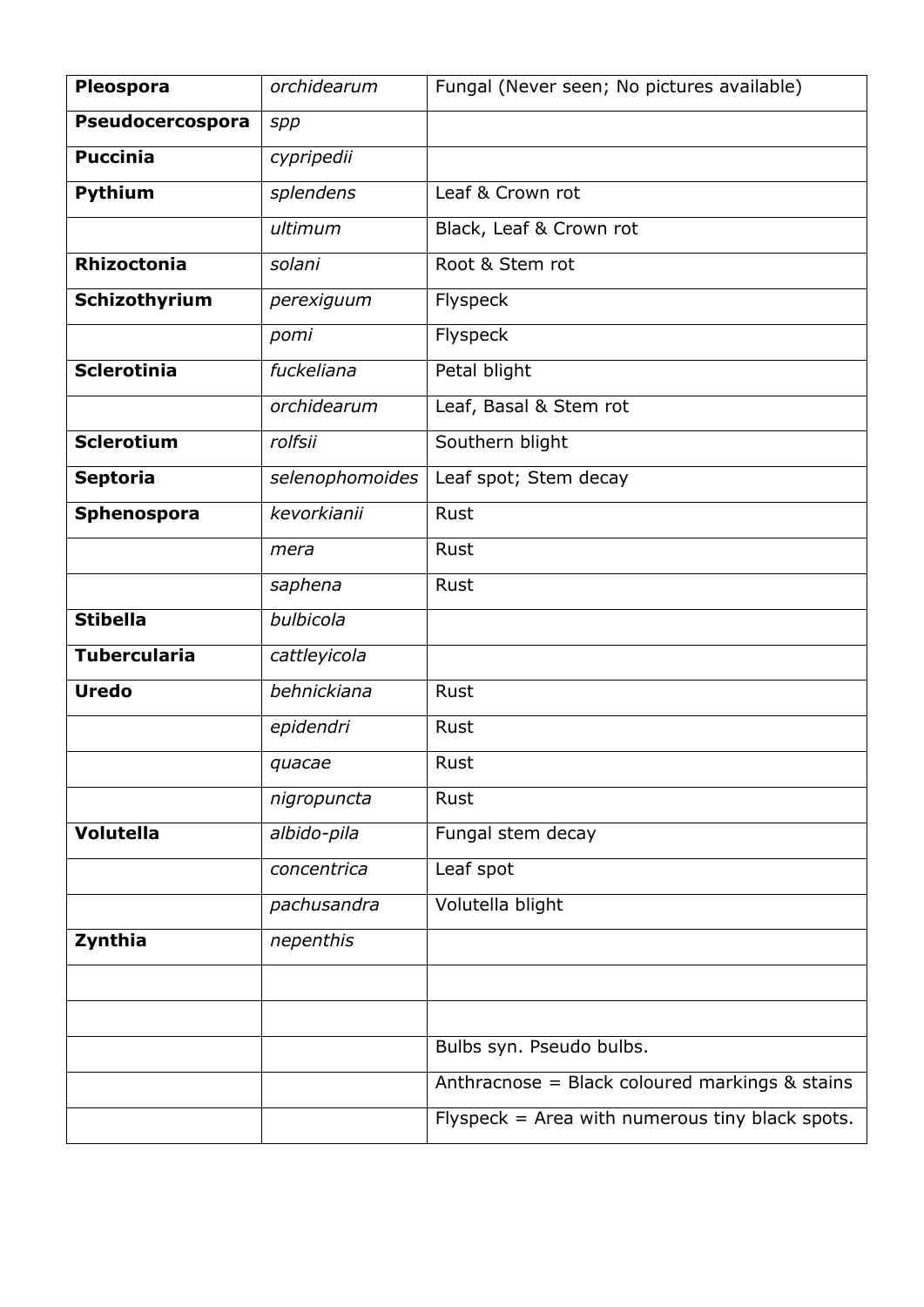| | | |
|---|---|---|
| **Pleospora** | *orchidearum* | Fungal (Never seen; No pictures available) |
| **Pseudocercospora** | *spp* | |
| **Puccinia** | *cypripedii* | |
| **Pythium** | *splendens* | Leaf & Crown rot |
| | *ultimum* | Black, Leaf & Crown rot |
| **Rhizoctonia** | *solani* | Root & Stem rot |
| **Schizothyrium** | *perexiguum* | Flyspeck |
| | *pomi* | Flyspeck |
| **Sclerotinia** | *fuckeliana* | Petal blight |
| | *orchidearum* | Leaf, Basal & Stem rot |
| **Sclerotium** | *rolfsii* | Southern blight |
| **Septoria** | *selenophomoides* | Leaf spot; Stem decay |
| **Sphenospora** | *kevorkianii* | Rust |
| | *mera* | Rust |
| | *saphena* | Rust |
| **Stibella** | *bulbicola* | |
| **Tubercularia** | *cattleyicola* | |
| **Uredo** | *behnickiana* | Rust |
| | *epidendri* | Rust |
| | *quacae* | Rust |
| | *nigropuncta* | Rust |
| **Volutella** | *albido-pila* | Fungal stem decay |
| | *concentrica* | Leaf spot |
| | *pachusandra* | Volutella blight |
| **Zynthia** | *nepenthis* | |
| | | |
| | | |
| | | Bulbs syn. Pseudo bulbs. |
| | | Anthracnose = Black coloured markings & stains |
| | | Flyspeck = Area with numerous tiny black spots. |